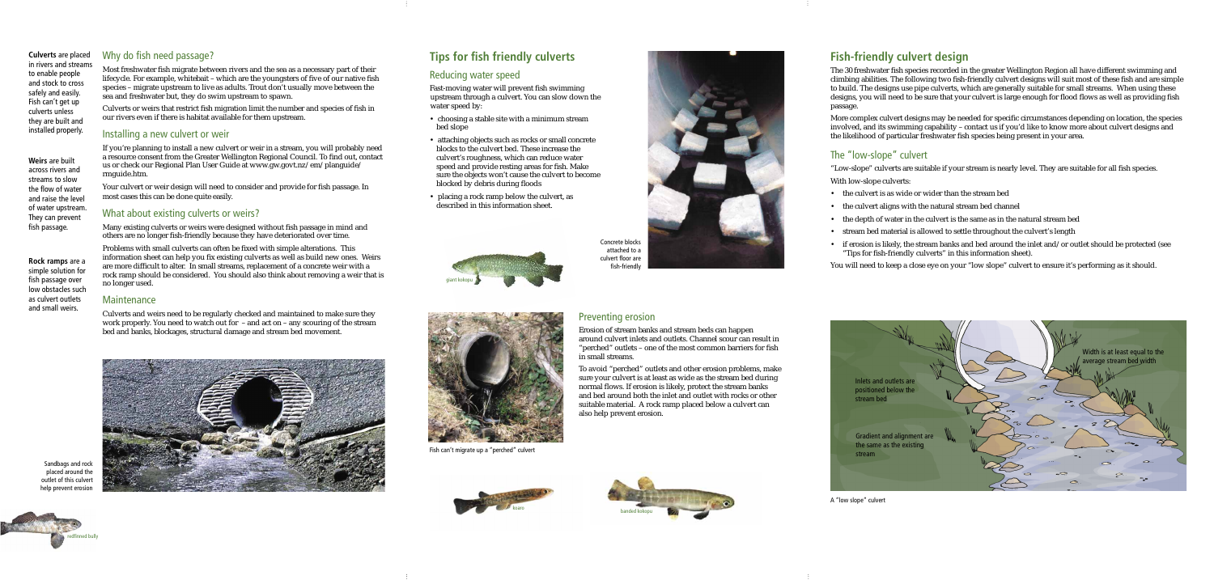**Culverts** are placed in rivers and streams to enable people and stock to cross safely and easily. Fish can't get up culverts unless they are built and installed properly.

**Weirs** are built across rivers and streams to slow the flow of water and raise the level of water upstream. They can prevent fish passage.

**Rock ramps** are a simple solution for fish passage over low obstacles such as culvert outlets and small weirs.

## Why do fish need passage?

Most freshwater fish migrate between rivers and the sea as a necessary part of their lifecycle. For example, whitebait – which are the youngsters of five of our native fish species – migrate upstream to live as adults. Trout don't usually move between the sea and freshwater but, they do swim upstream to spawn.

Culverts or weirs that restrict fish migration limit the number and species of fish in our rivers even if there is habitat available for them upstream.

## Installing a new culvert or weir

If you're planning to install a new culvert or weir in a stream, you will probably need a resource consent from the Greater Wellington Regional Council. To find out, contact us or check our Regional Plan User Guide at www.gw.govt.nz/em/planguide/rmguide.htm.

Your culvert or weir design will need to consider and provide for fish passage. In most cases this can be done quite easily.

## What about existing culverts or weirs?

Many existing culverts or weirs were designed without fish passage in mind and others are no longer fish-friendly because they have deteriorated over time.

Problems with small culverts can often be fixed with simple alterations. This information sheet can help you fix existing culverts as well as build new ones. Weirs are more difficult to alter. In small streams, replacement of a concrete weir with a rock ramp should be considered. You should also think about removing a weir that is no longer used.

## Maintenance

Culverts and weirs need to be regularly checked and maintained to make sure they work properly. You need to watch out for – and act on – any scouring of the stream bed and banks, blockages, structural damage and stream bed movement.

Sandbags and rock placed around the outlet of this culvert help prevent erosion

redfinned bully

# Tips for fish friendly culverts

## Reducing water speed

Fast-moving water will prevent fish swimming upstream through a culvert. You can slow down the water speed by:

- choosing a stable site with a minimum stream bed slope
- attaching objects such as rocks or small concrete blocks to the culvert bed. These increase the culvert's roughness, which can reduce water speed and provide resting areas for fish. Make sure the objects won't cause the culvert to become blocked by debris during floods
- placing a rock ramp below the culvert, as described in this information sheet.

giant kokopu

Concrete blocks attached to a culvert floor are fish-friendly

Fish can't migrate up a "perched" culvert

## Preventing erosion

Erosion of stream banks and stream beds can happen around culvert inlets and outlets. Channel scour can result in "perched" outlets – one of the most common barriers for fish in small streams.

To avoid "perched" outlets and other erosion problems, make sure your culvert is at least as wide as the stream bed during normal flows. If erosion is likely, protect the stream banks and bed around both the inlet and outlet with rocks or other suitable material. A rock ramp placed below a culvert can also help prevent erosion.

koaro

banded kokopu

# Fish-friendly culvert design

The 30 freshwater fish species recorded in the greater Wellington Region all have different swimming and climbing abilities. The following two fish-friendly culvert designs will suit most of these fish and are simple to build. The designs use pipe culverts, which are generally suitable for small streams. When using these designs, you will need to be sure that your culvert is large enough for flood flows as well as providing fish passage.

More complex culvert designs may be needed for specific circumstances depending on location, the species involved, and its swimming capability – contact us if you'd like to know more about culvert designs and the likelihood of particular freshwater fish species being present in your area.

## The "low-slope" culvert

"Low-slope" culverts are suitable if your stream is nearly level. They are suitable for all fish species.

With low-slope culverts:

- the culvert is as wide or wider than the stream bed
- the culvert aligns with the natural stream bed channel
- the depth of water in the culvert is the same as in the natural stream bed
- stream bed material is allowed to settle throughout the culvert's length
- if erosion is likely, the stream banks and bed around the inlet and/or outlet should be protected (see "Tips for fish-friendly culverts" in this information sheet).

You will need to keep a close eye on your "low slope" culvert to ensure it's performing as it should.

Width is at least equal to the average stream bed width

Inlets and outlets are positioned below the stream bed

Gradient and alignment are the same as the existing stream

A "low slope" culvert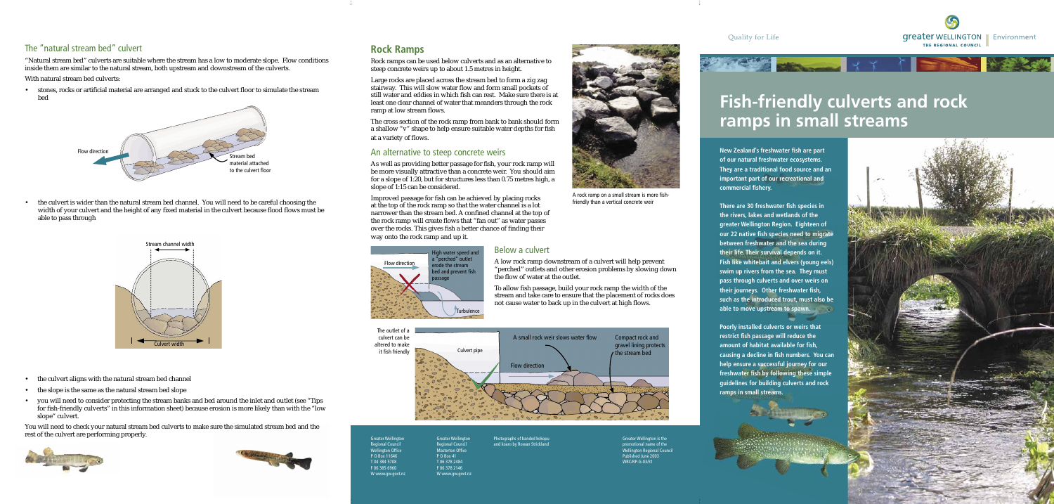## The "natural stream bed" culvert

"Natural stream bed" culverts are suitable where the stream has a low to moderate slope. Flow conditions inside them are similar to the natural stream, both upstream and downstream of the culverts.

With natural stream bed culverts:

- stones, rocks or artificial material are arranged and stuck to the culvert floor to simulate the stream bed

Flow direction

Stream bed material attached to the culvert floor

- the culvert is wider than the natural stream bed channel. You will need to be careful choosing the width of your culvert and the height of any fixed material in the culvert because flood flows must be able to pass through

Stream channel width

Culvert width

- the culvert aligns with the natural stream bed channel
- the slope is the same as the natural stream bed slope
- you will need to consider protecting the stream banks and bed around the inlet and outlet (see "Tips for fish-friendly culverts" in this information sheet) because erosion is more likely than with the "low slope" culvert.

You will need to check your natural stream bed culverts to make sure the simulated stream bed and the rest of the culvert are performing properly.

## Rock Ramps

Rock ramps can be used below culverts and as an alternative to steep concrete weirs up to about 1.5 metres in height.

Large rocks are placed across the stream bed to form a zig zag stairway. This will slow water flow and form small pockets of still water and eddies in which fish can rest. Make sure there is at least one clear channel of water that meanders through the rock ramp at low stream flows.

The cross section of the rock ramp from bank to bank should form a shallow "v" shape to help ensure suitable water depths for fish at a variety of flows.

### An alternative to steep concrete weirs

As well as providing better passage for fish, your rock ramp will be more visually attractive than a concrete weir. You should aim for a slope of 1:20, but for structures less than 0.75 metres high, a slope of 1:15 can be considered.

Improved passage for fish can be achieved by placing rocks at the top of the rock ramp so that the water channel is a lot narrower than the stream bed. A confined channel at the top of the rock ramp will create flows that "fan out" as water passes over the rocks. This gives fish a better chance of finding their way onto the rock ramp and up it.

A rock ramp on a small stream is more fish-friendly than a vertical concrete weir

Flow direction

High water speed and a "perched" outlet erode the stream bed and prevent fish passage

Turbulence

### Below a culvert

A low rock ramp downstream of a culvert will help prevent "perched" outlets and other erosion problems by slowing down the flow of water at the outlet.

To allow fish passage, build your rock ramp the width of the stream and take care to ensure that the placement of rocks does not cause water to back up in the culvert at high flows.

The outlet of a culvert can be altered to make it fish friendly

Culvert pipe

A small rock weir slows water flow

Compact rock and gravel lining protects the stream bed

Flow direction

Greater Wellington Regional Council
Wellington Office
P O Box 11646
T 04 384 5708
F 06 385 6960
W www.gw.govt.nz

Greater Wellington Regional Council
Masterton Office
P O Box 41
T 06 378 2484
F 06 378 2146
W www.gw.govt.nz

Photographs of banded kokopu and koaro by Rowan Strickland

Greater Wellington is the promotional name of the Wellington Regional Council
Published June 2003
WRC/RP-G-03/31

Quality for Life

greater WELLINGTON THE REGIONAL COUNCIL | Environment

# Fish-friendly culverts and rock ramps in small streams

**New Zealand's freshwater fish are part of our natural freshwater ecosystems. They are a traditional food source and an important part of our recreational and commercial fishery.**

**There are 30 freshwater fish species in the rivers, lakes and wetlands of the greater Wellington Region. Eighteen of our 22 native fish species need to migrate between freshwater and the sea during their life. Their survival depends on it. Fish like whitebait and elvers (young eels) swim up rivers from the sea. They must pass through culverts and over weirs on their journeys. Other freshwater fish, such as the introduced trout, must also be able to move upstream to spawn.**

**Poorly installed culverts or weirs that restrict fish passage will reduce the amount of habitat available for fish, causing a decline in fish numbers. You can help ensure a successful journey for our freshwater fish by following these simple guidelines for building culverts and rock ramps in small streams.**